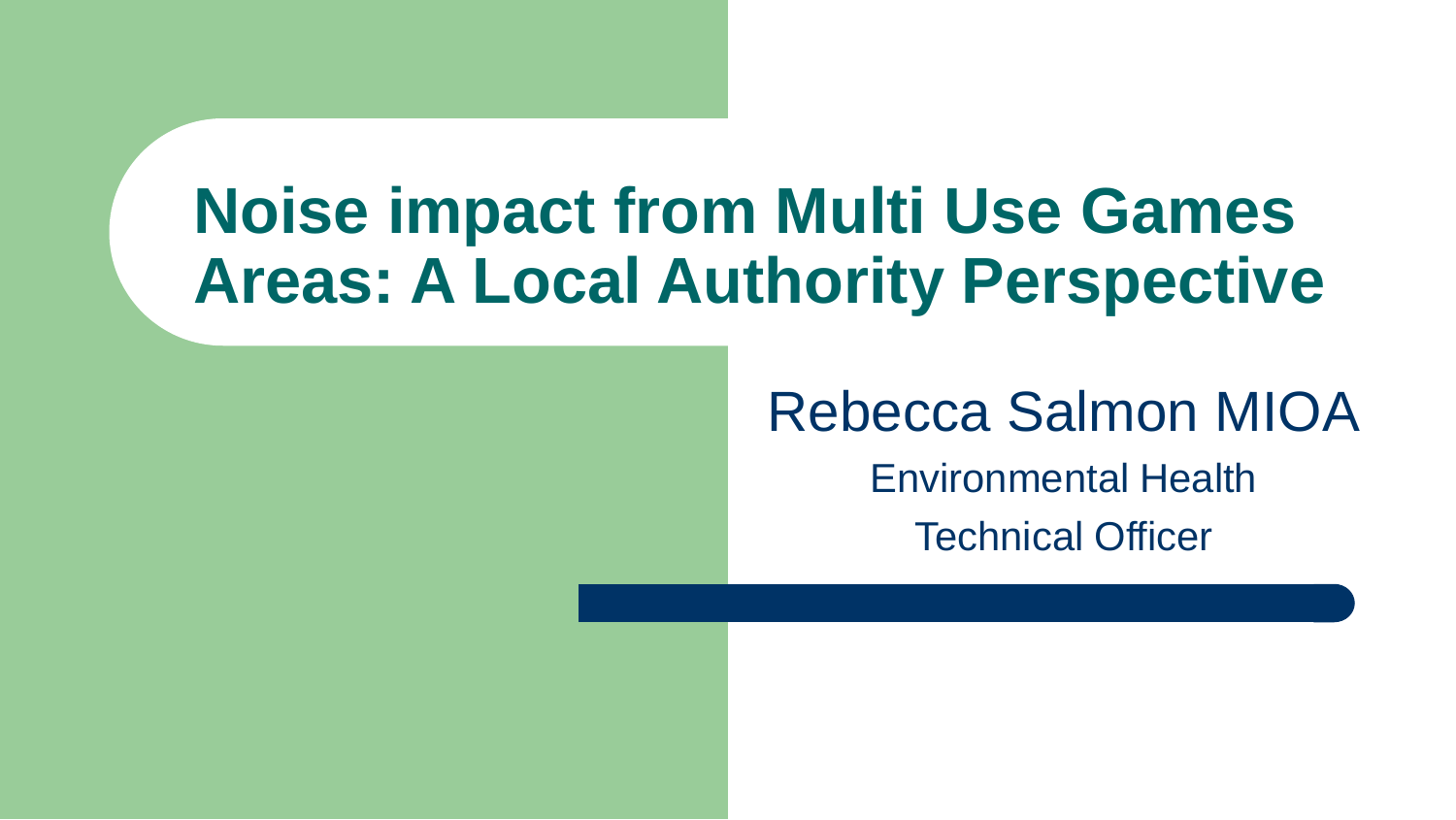# Noise impact from Multi Use Games Areas: A Local Authority Perspective

Rebecca Salmon MIOA

Environmental Health

Technical Officer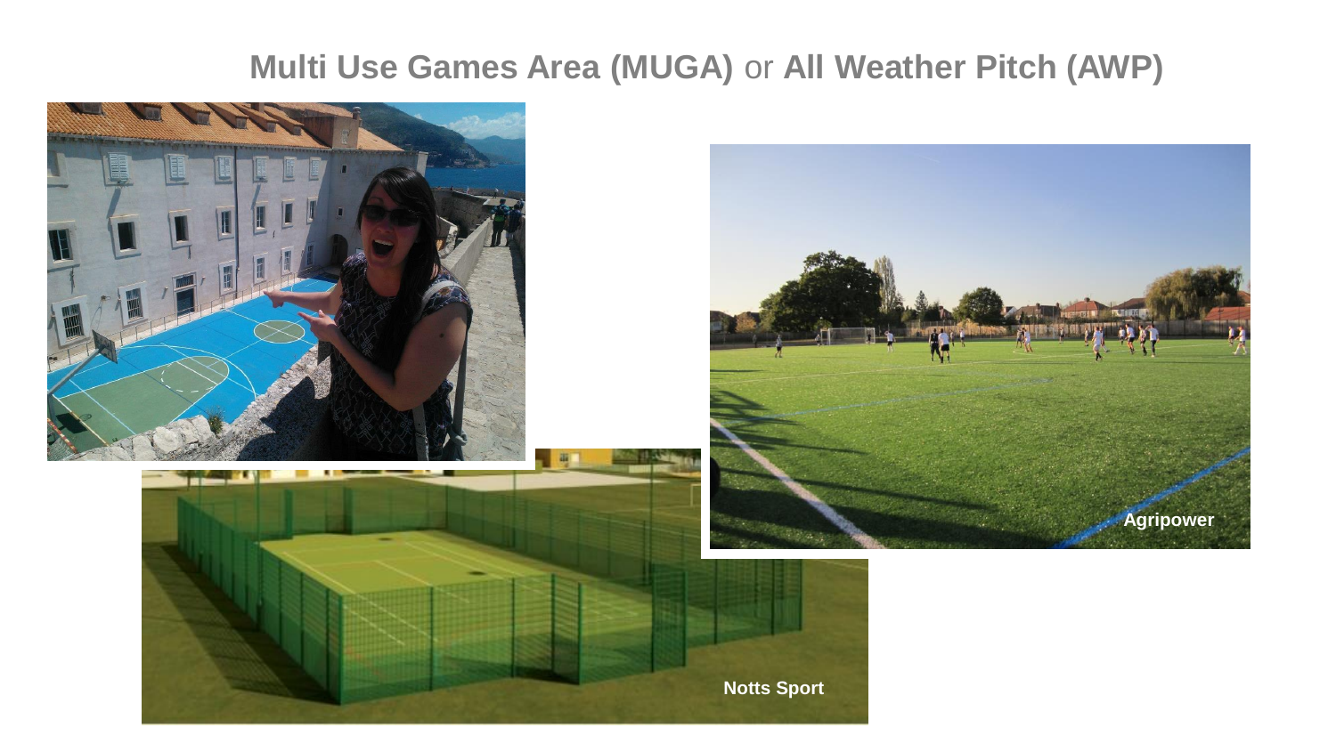# Multi Use Games Area (MUGA) or All Weather Pitch (AWP)

Agripower

Notts Sport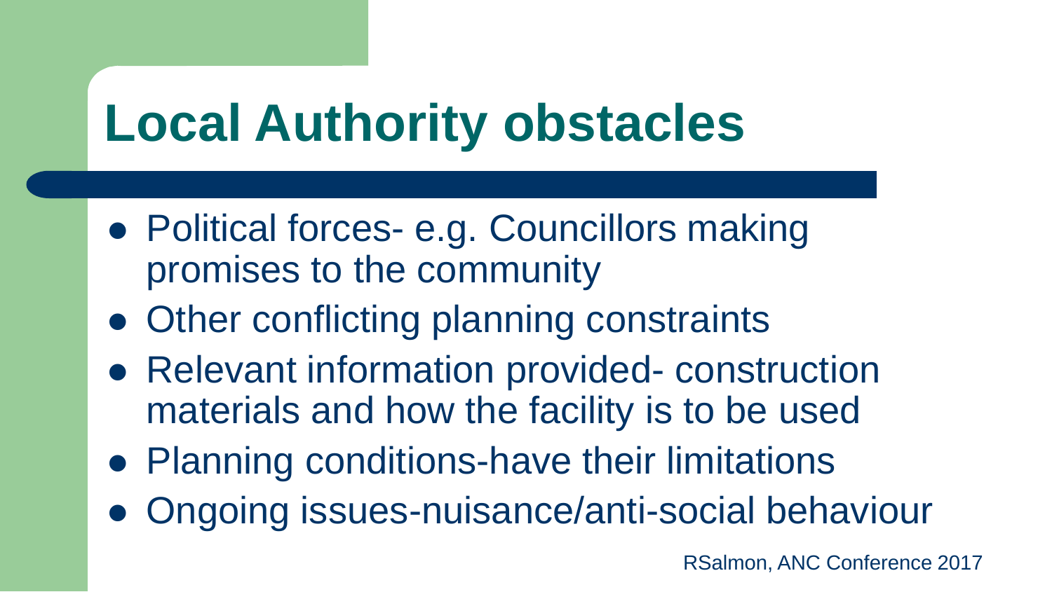# Local Authority obstacles

- Political forces- e.g. Councillors making promises to the community
- Other conflicting planning constraints
- Relevant information provided- construction materials and how the facility is to be used
- Planning conditions-have their limitations
- Ongoing issues-nuisance/anti-social behaviour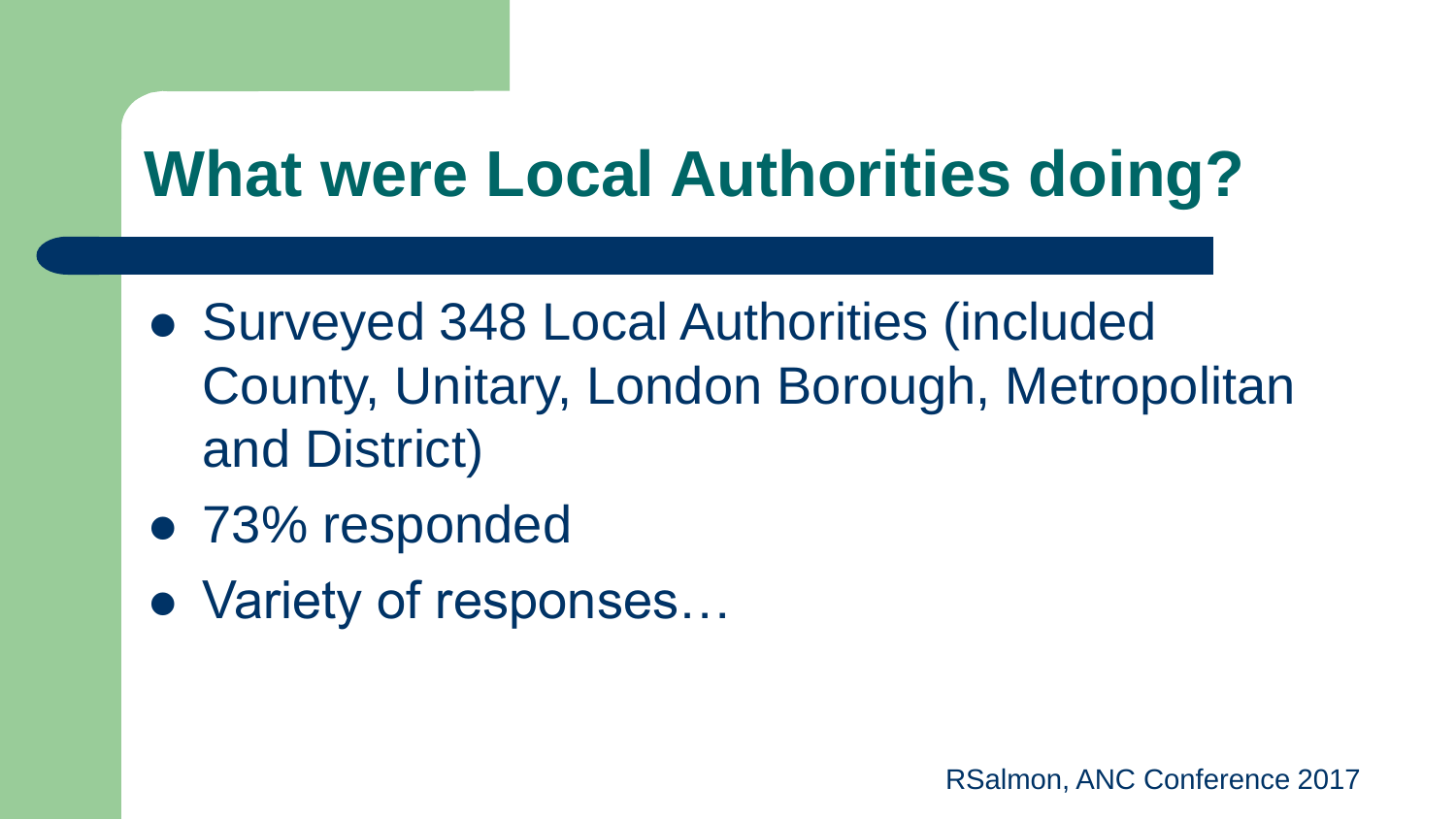# What were Local Authorities doing?

- Surveyed 348 Local Authorities (included County, Unitary, London Borough, Metropolitan and District)
- 73% responded
- Variety of responses…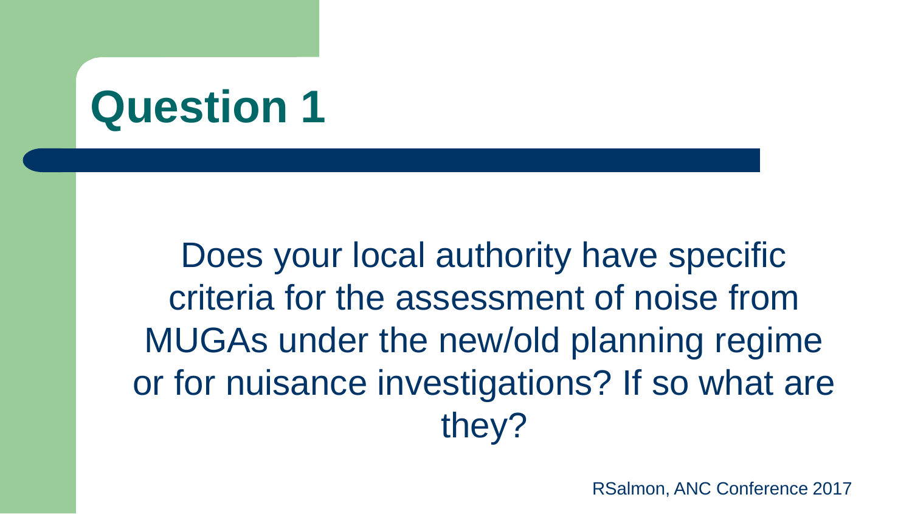# Question 1

Does your local authority have specific criteria for the assessment of noise from MUGAs under the new/old planning regime or for nuisance investigations? If so what are they?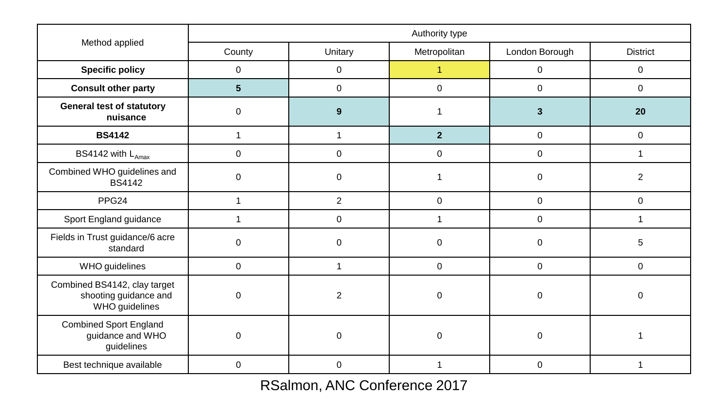| Method applied | Authority type | | | | |
|---|---|---|---|---|---|
| | County | Unitary | Metropolitan | London Borough | District |
| **Specific policy** | 0 | 0 | 1 | 0 | 0 |
| **Consult other party** | **5** | 0 | 0 | 0 | 0 |
| **General test of statutory nuisance** | 0 | **9** | 1 | **3** | **20** |
| **BS4142** | 1 | 1 | **2** | 0 | 0 |
| BS4142 with $L_{Amax}$ | 0 | 0 | 0 | 0 | 1 |
| Combined WHO guidelines and BS4142 | 0 | 0 | 1 | 0 | 2 |
| PPG24 | 1 | 2 | 0 | 0 | 0 |
| Sport England guidance | 1 | 0 | 1 | 0 | 1 |
| Fields in Trust guidance/6 acre standard | 0 | 0 | 0 | 0 | 5 |
| WHO guidelines | 0 | 1 | 0 | 0 | 0 |
| Combined BS4142, clay target shooting guidance and WHO guidelines | 0 | 2 | 0 | 0 | 0 |
| Combined Sport England guidance and WHO guidelines | 0 | 0 | 0 | 0 | 1 |
| Best technique available | 0 | 0 | 1 | 0 | 1 |

RSalmon, ANC Conference 2017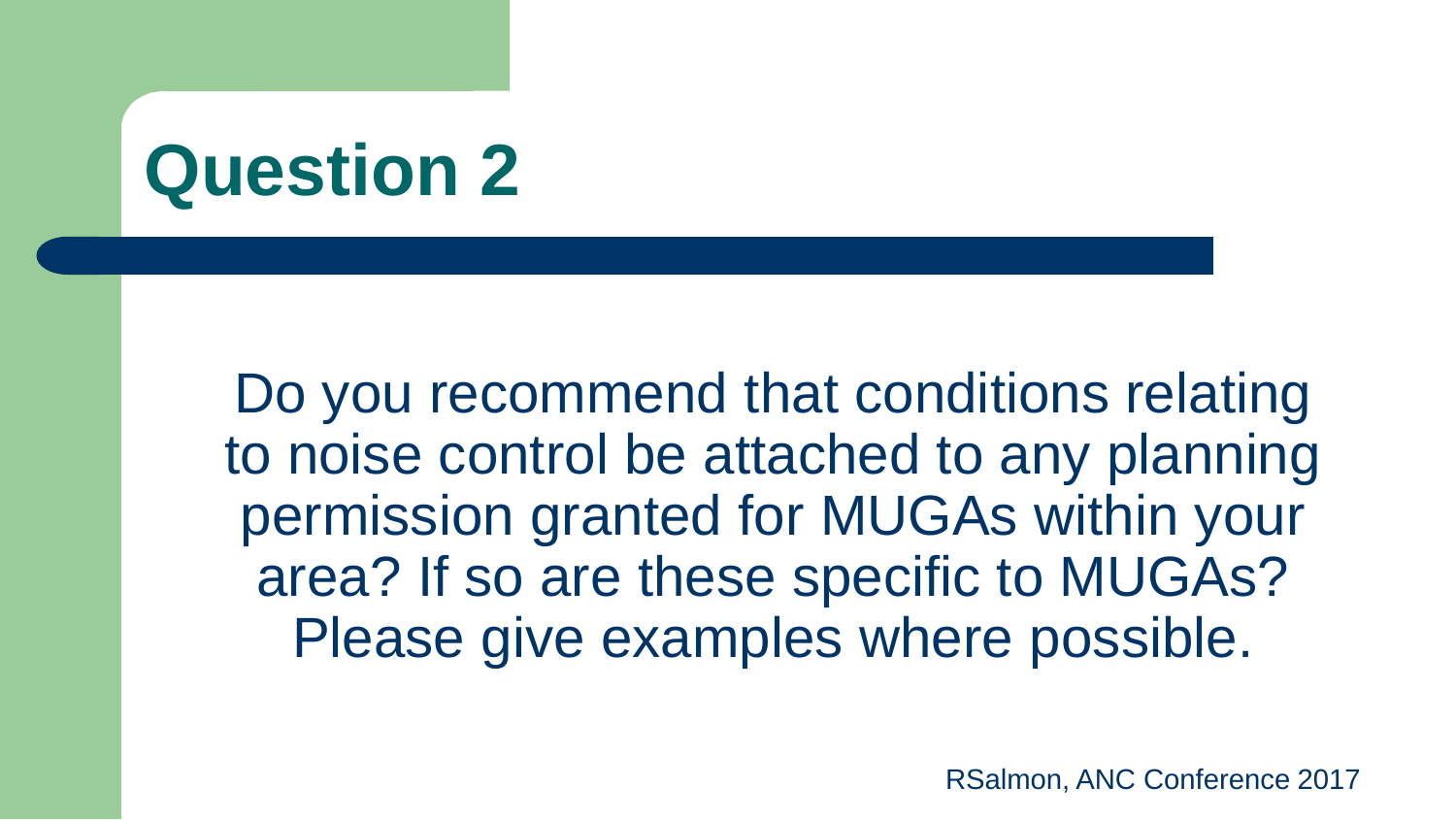# Question 2

Do you recommend that conditions relating to noise control be attached to any planning permission granted for MUGAs within your area? If so are these specific to MUGAs? Please give examples where possible.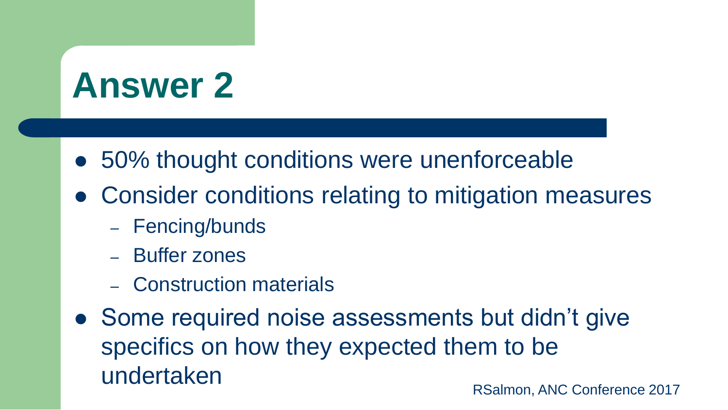# Answer 2

- 50% thought conditions were unenforceable
- Consider conditions relating to mitigation measures
  - Fencing/bunds
  - Buffer zones
  - Construction materials
- Some required noise assessments but didn't give specifics on how they expected them to be undertaken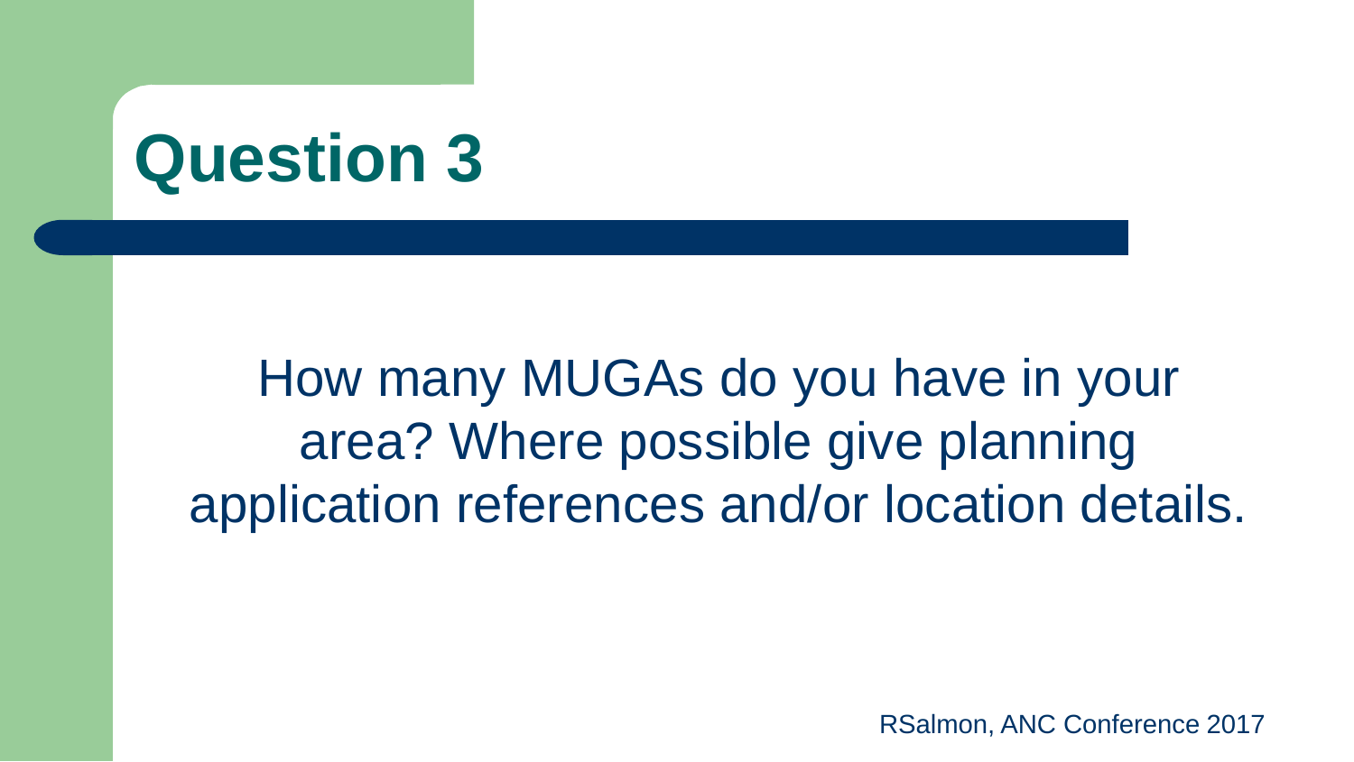# Question 3

How many MUGAs do you have in your area? Where possible give planning application references and/or location details.

RSalmon, ANC Conference 2017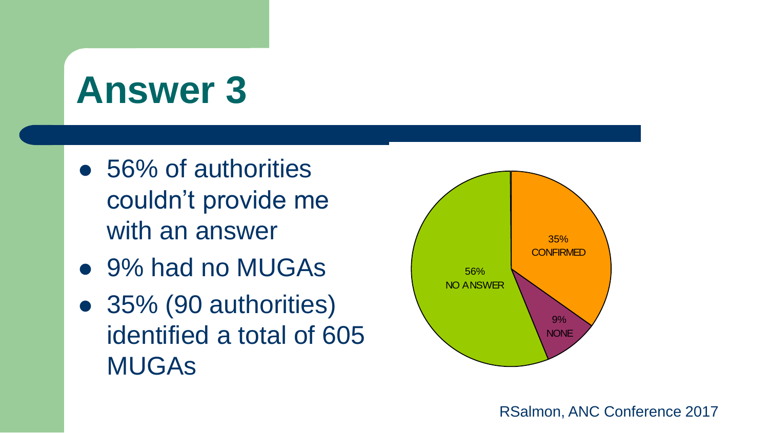# Answer 3

- 56% of authorities couldn't provide me with an answer
- 9% had no MUGAs
- 35% (90 authorities) identified a total of 605 MUGAs

35% CONFIRMED

9% NONE

56% NO ANSWER

RSalmon, ANC Conference 2017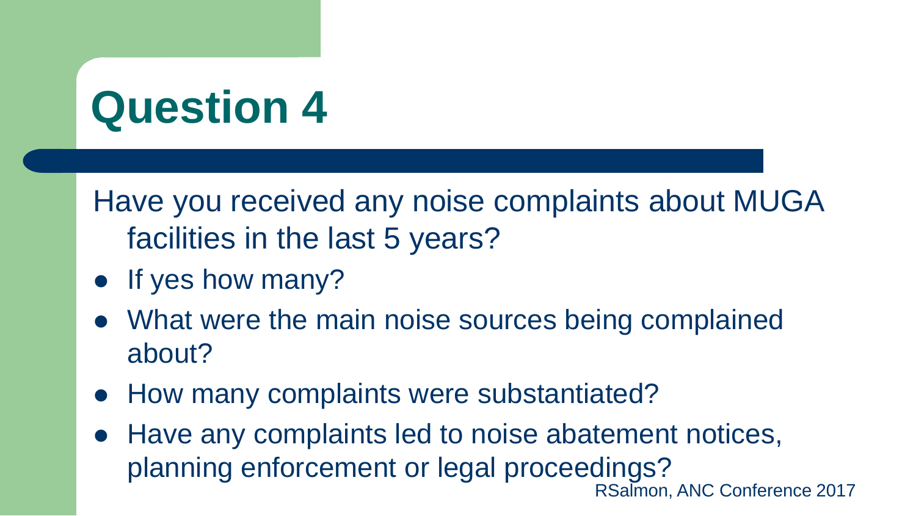# Question 4

Have you received any noise complaints about MUGA facilities in the last 5 years?

- If yes how many?
- What were the main noise sources being complained about?
- How many complaints were substantiated?
- Have any complaints led to noise abatement notices, planning enforcement or legal proceedings?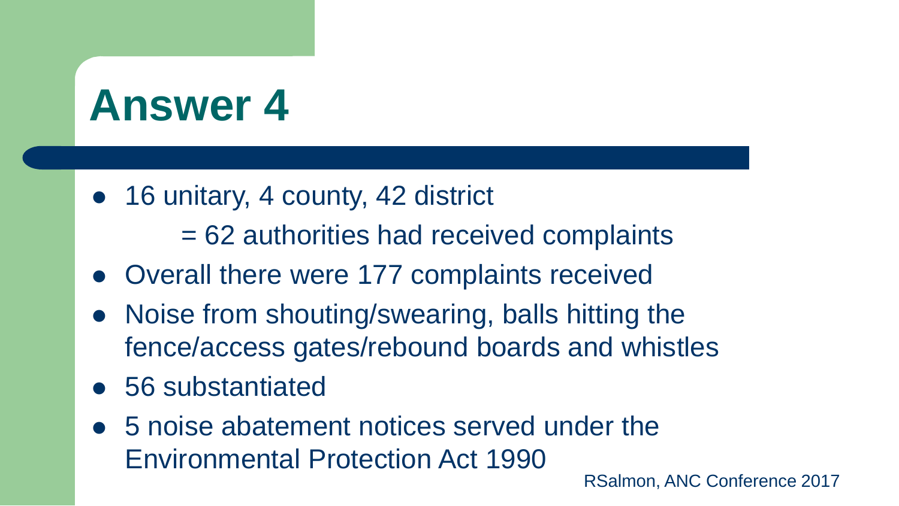# Answer 4

- 16 unitary, 4 county, 42 district

  = 62 authorities had received complaints
- Overall there were 177 complaints received
- Noise from shouting/swearing, balls hitting the fence/access gates/rebound boards and whistles
- 56 substantiated
- 5 noise abatement notices served under the Environmental Protection Act 1990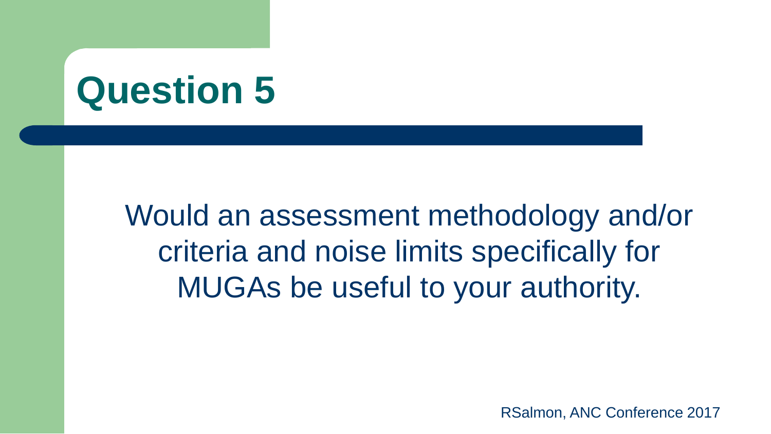# Question 5

Would an assessment methodology and/or criteria and noise limits specifically for MUGAs be useful to your authority.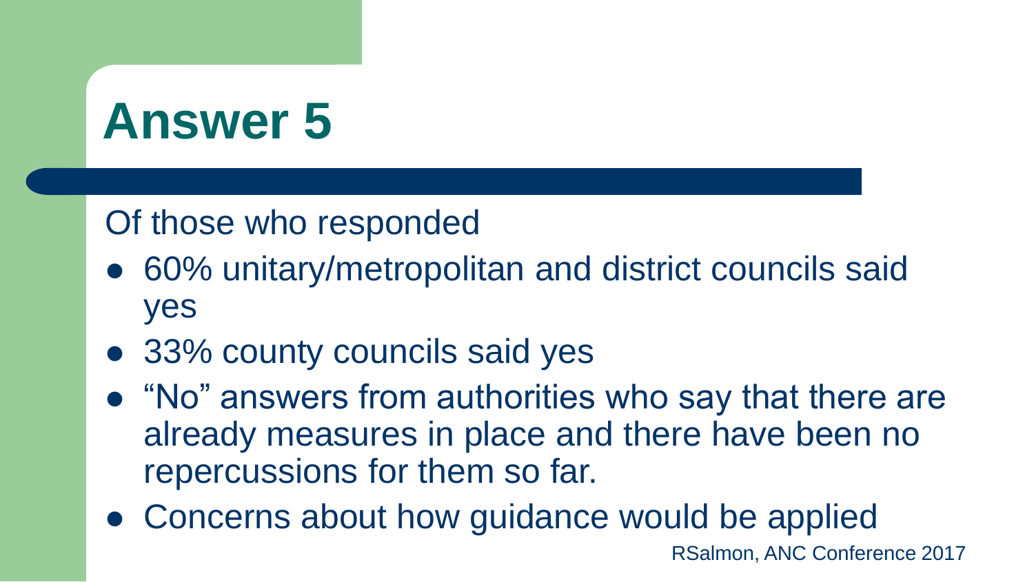# Answer 5

Of those who responded

- 60% unitary/metropolitan and district councils said yes
- 33% county councils said yes
- "No" answers from authorities who say that there are already measures in place and there have been no repercussions for them so far.
- Concerns about how guidance would be applied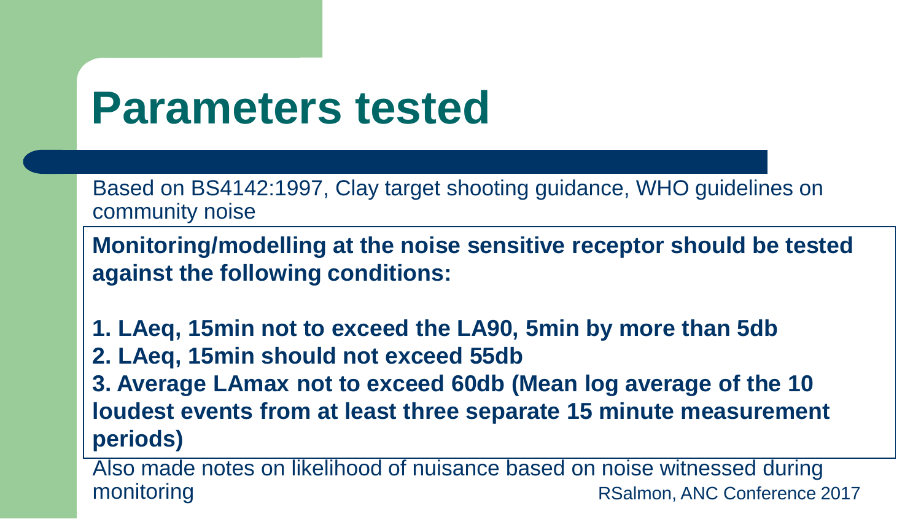# Parameters tested

Based on BS4142:1997, Clay target shooting guidance, WHO guidelines on community noise

**Monitoring/modelling at the noise sensitive receptor should be tested against the following conditions:**

**1. LAeq, 15min not to exceed the LA90, 5min by more than 5db**
**2. LAeq, 15min should not exceed 55db**
**3. Average LAmax not to exceed 60db (Mean log average of the 10 loudest events from at least three separate 15 minute measurement periods)**

Also made notes on likelihood of nuisance based on noise witnessed during monitoring

RSalmon, ANC Conference 2017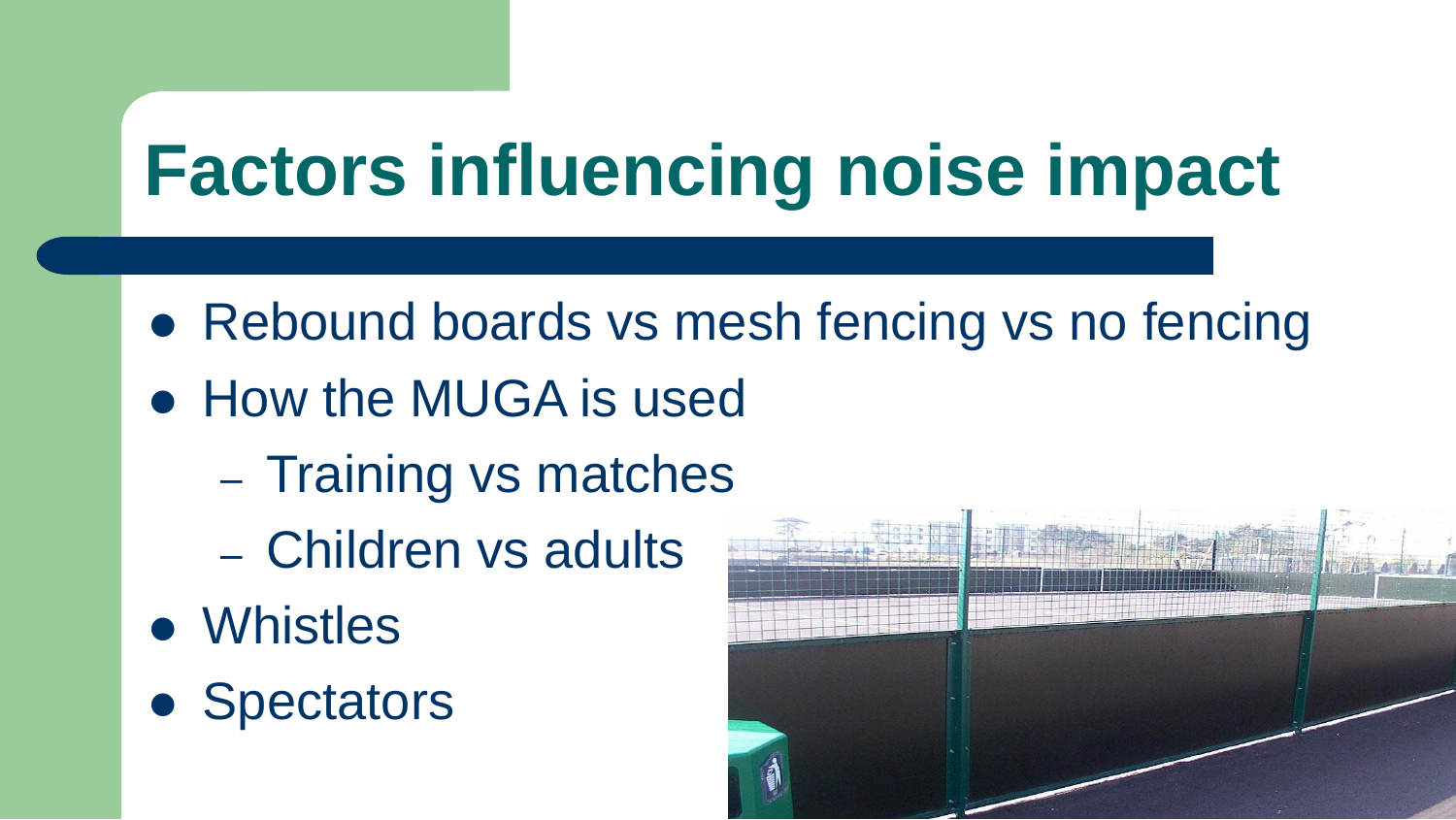# Factors influencing noise impact

- Rebound boards vs mesh fencing vs no fencing
- How the MUGA is used
  - Training vs matches
  - Children vs adults
- Whistles
- Spectators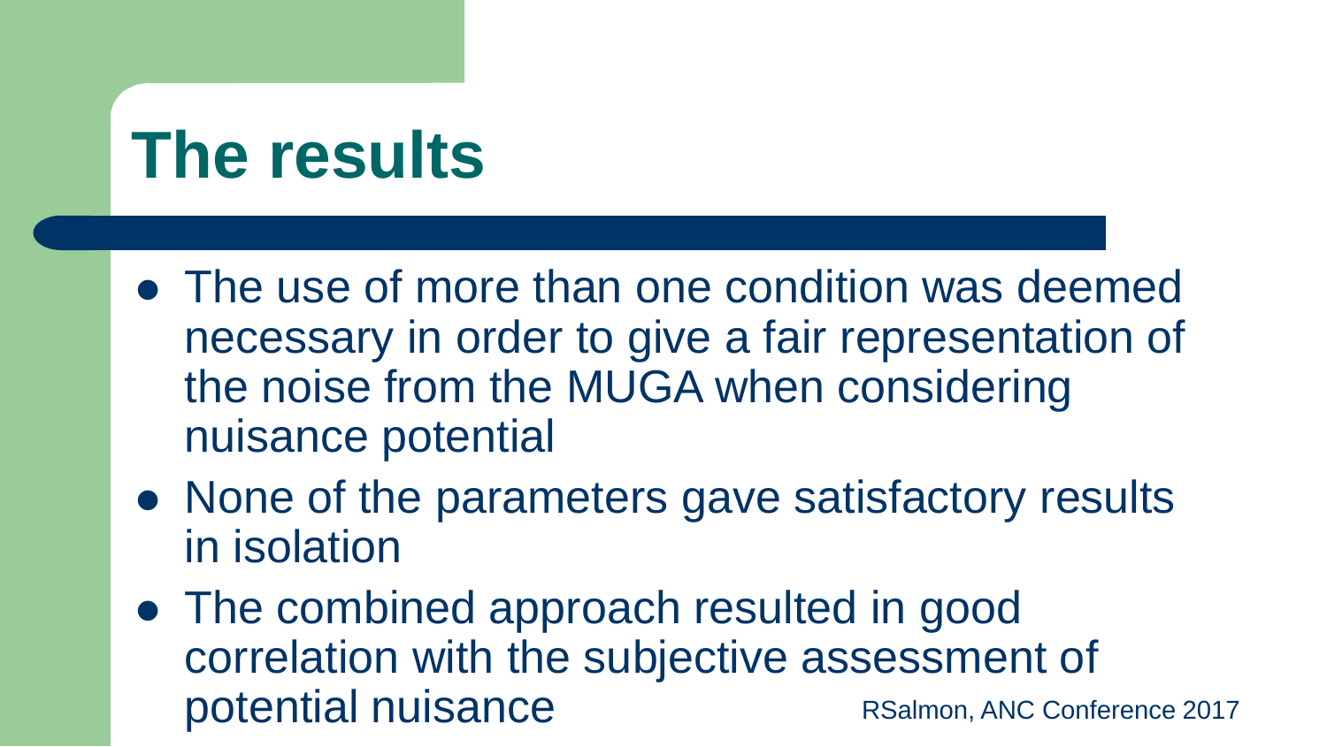# The results

- The use of more than one condition was deemed necessary in order to give a fair representation of the noise from the MUGA when considering nuisance potential
- None of the parameters gave satisfactory results in isolation
- The combined approach resulted in good correlation with the subjective assessment of potential nuisance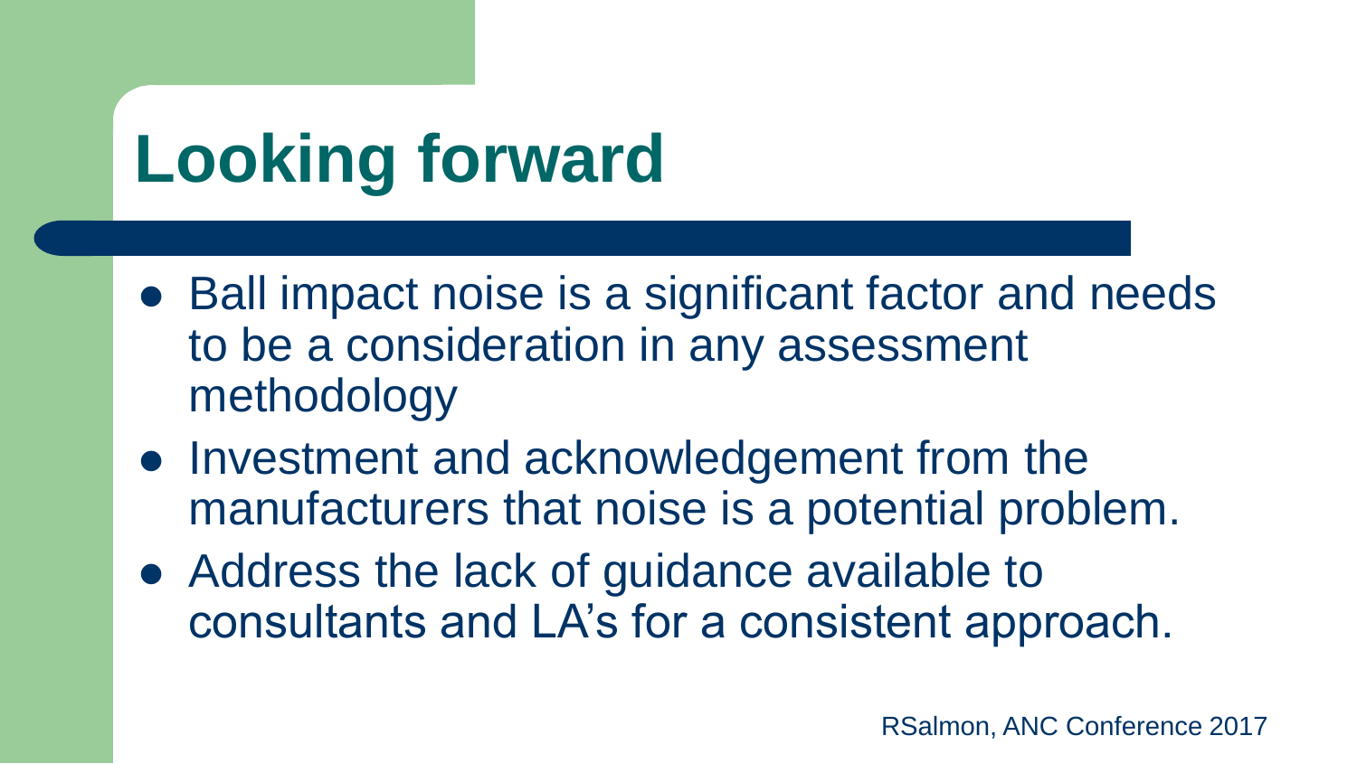# Looking forward

- Ball impact noise is a significant factor and needs to be a consideration in any assessment methodology
- Investment and acknowledgement from the manufacturers that noise is a potential problem.
- Address the lack of guidance available to consultants and LA's for a consistent approach.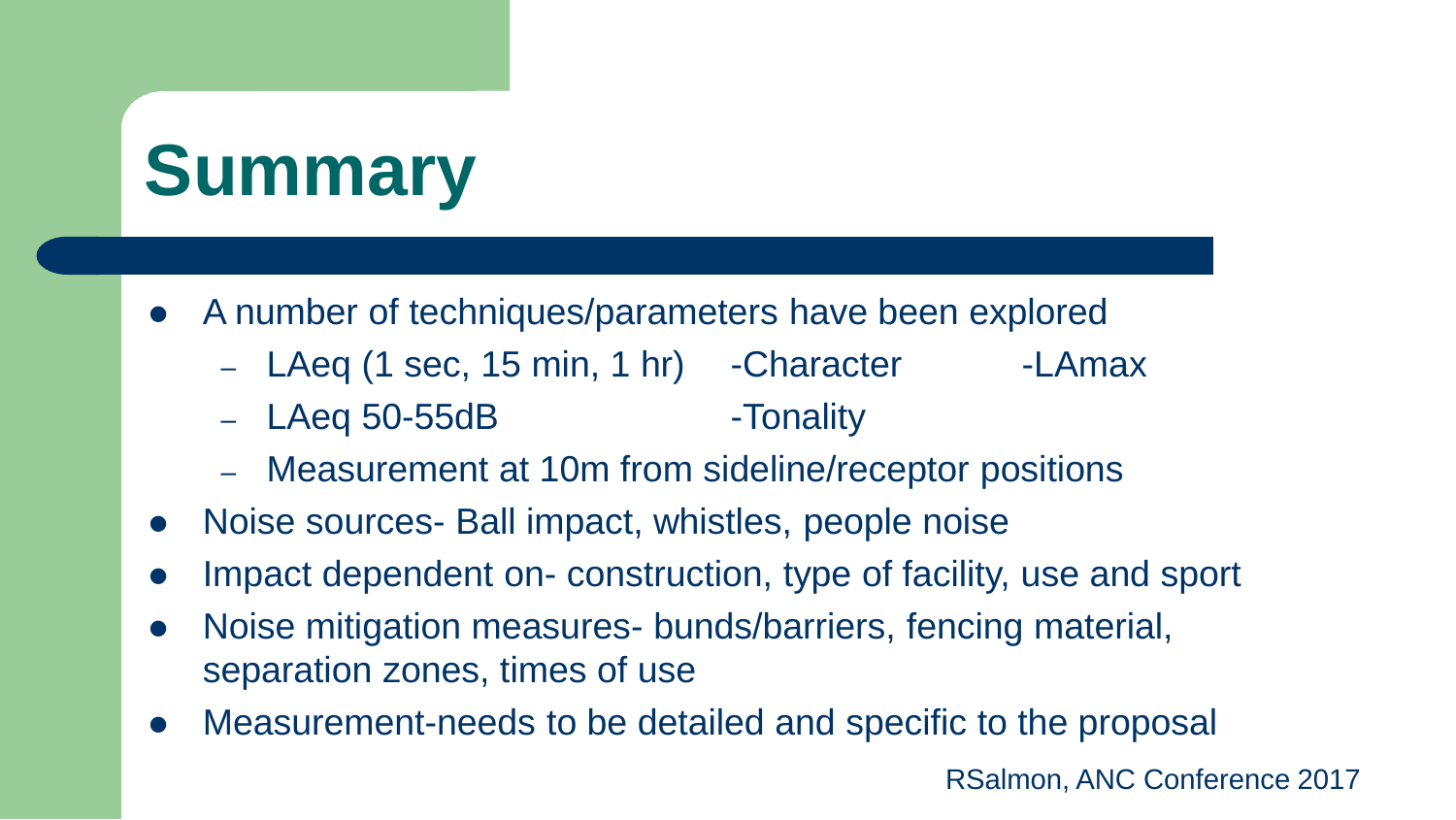# Summary

- A number of techniques/parameters have been explored
  - LAeq (1 sec, 15 min, 1 hr) -Character -LAmax
  - LAeq 50-55dB -Tonality
  - Measurement at 10m from sideline/receptor positions
- Noise sources- Ball impact, whistles, people noise
- Impact dependent on- construction, type of facility, use and sport
- Noise mitigation measures- bunds/barriers, fencing material, separation zones, times of use
- Measurement-needs to be detailed and specific to the proposal

RSalmon, ANC Conference 2017